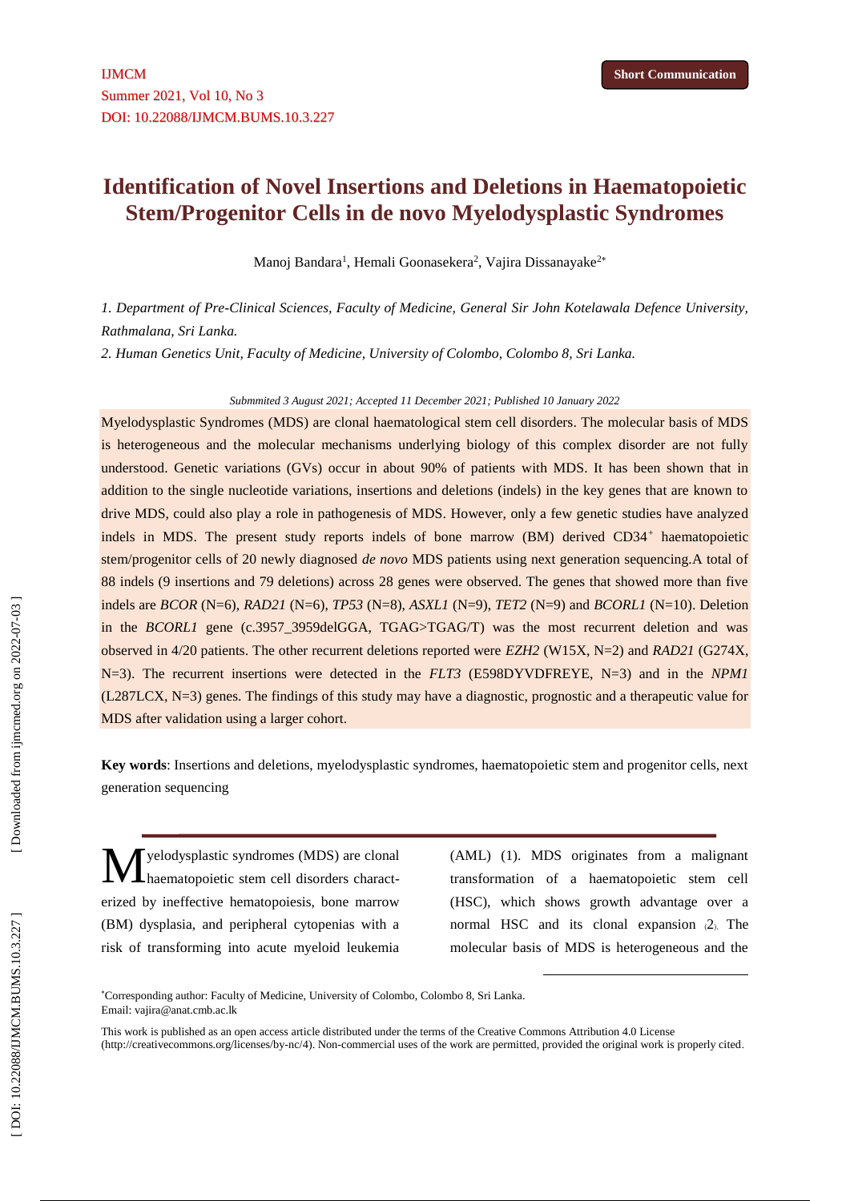Short Communication

IJMCM
Summer 2021, Vol 10, No 3
DOI: 10.22088/IJMCM.BUMS.10.3.227

# Identification of Novel Insertions and Deletions in Haematopoietic Stem/Progenitor Cells in de novo Myelodysplastic Syndromes

Manoj Bandara[1], Hemali Goonasekera[2], Vajira Dissanayake[2*]

*1. Department of Pre-Clinical Sciences, Faculty of Medicine, General Sir John Kotelawala Defence University, Rathmalana, Sri Lanka.*

*2. Human Genetics Unit, Faculty of Medicine, University of Colombo, Colombo 8, Sri Lanka.*

*Submmited 3 August 2021; Accepted 11 December 2021; Published 10 January 2022*

Myelodysplastic Syndromes (MDS) are clonal haematological stem cell disorders. The molecular basis of MDS is heterogeneous and the molecular mechanisms underlying biology of this complex disorder are not fully understood. Genetic variations (GVs) occur in about 90% of patients with MDS. It has been shown that in addition to the single nucleotide variations, insertions and deletions (indels) in the key genes that are known to drive MDS, could also play a role in pathogenesis of MDS. However, only a few genetic studies have analyzed indels in MDS. The present study reports indels of bone marrow (BM) derived CD34$^{+}$ haematopoietic stem/progenitor cells of 20 newly diagnosed *de novo* MDS patients using next generation sequencing.A total of 88 indels (9 insertions and 79 deletions) across 28 genes were observed. The genes that showed more than five indels are *BCOR* (N=6), *RAD21* (N=6), *TP53* (N=8), *ASXL1* (N=9), *TET2* (N=9) and *BCORL1* (N=10). Deletion in the *BCORL1* gene (c.3957_3959delGGA, TGAG>TGAG/T) was the most recurrent deletion and was observed in 4/20 patients. The other recurrent deletions reported were *EZH2* (W15X, N=2) and *RAD21* (G274X, N=3). The recurrent insertions were detected in the *FLT3* (E598DYVDFREYE, N=3) and in the *NPM1* (L287LCX, N=3) genes. The findings of this study may have a diagnostic, prognostic and a therapeutic value for MDS after validation using a larger cohort.

**Key words**: Insertions and deletions, myelodysplastic syndromes, haematopoietic stem and progenitor cells, next generation sequencing

Myelodysplastic syndromes (MDS) are clonal haematopoietic stem cell disorders characterized by ineffective hematopoiesis, bone marrow (BM) dysplasia, and peripheral cytopenias with a risk of transforming into acute myeloid leukemia (AML) (1). MDS originates from a malignant transformation of a haematopoietic stem cell (HSC), which shows growth advantage over a normal HSC and its clonal expansion (2). The molecular basis of MDS is heterogeneous and the

*Corresponding author: Faculty of Medicine, University of Colombo, Colombo 8, Sri Lanka. Email: vajira@anat.cmb.ac.lk

This work is published as an open access article distributed under the terms of the Creative Commons Attribution 4.0 License (http://creativecommons.org/licenses/by-nc/4). Non-commercial uses of the work are permitted, provided the original work is properly cited.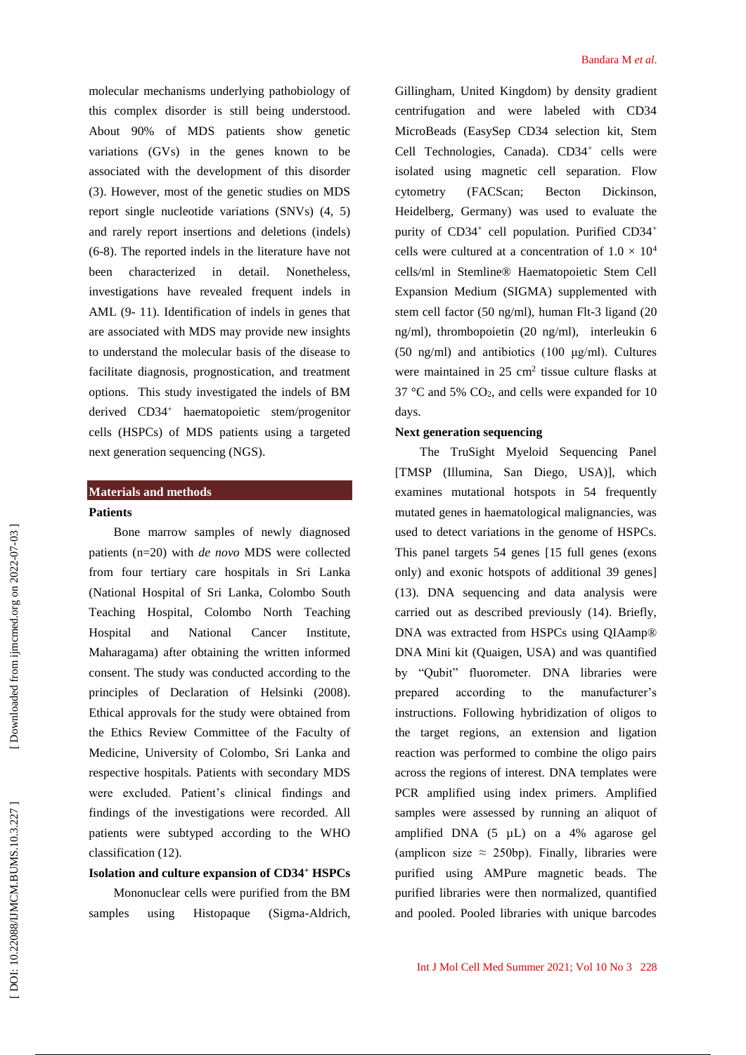molecular mechanisms underlying pathobiology of this complex disorder is still being understood. About 90% of MDS patients show genetic variations (GVs) in the genes known to be associated with the development of this disorder (3). However, most of the genetic studies on MDS report single nucleotide variations (SNVs) (4, 5) and rarely report insertions and deletions (indels) (6-8). The reported indels in the literature have not been characterized in detail. Nonetheless, investigations have revealed frequent indels in AML (9- 11). Identification of indels in genes that are associated with MDS may provide new insights to understand the molecular basis of the disease to facilitate diagnosis, prognostication, and treatment options. This study investigated the indels of BM derived CD34$^+$ haematopoietic stem/progenitor cells (HSPCs) of MDS patients using a targeted next generation sequencing (NGS).

## Materials and methods

### Patients

Bone marrow samples of newly diagnosed patients (n=20) with *de novo* MDS were collected from four tertiary care hospitals in Sri Lanka (National Hospital of Sri Lanka, Colombo South Teaching Hospital, Colombo North Teaching Hospital and National Cancer Institute, Maharagama) after obtaining the written informed consent. The study was conducted according to the principles of Declaration of Helsinki (2008). Ethical approvals for the study were obtained from the Ethics Review Committee of the Faculty of Medicine, University of Colombo, Sri Lanka and respective hospitals. Patients with secondary MDS were excluded. Patient's clinical findings and findings of the investigations were recorded. All patients were subtyped according to the WHO classification (12).

### Isolation and culture expansion of CD34$^+$ HSPCs

Mononuclear cells were purified from the BM samples using Histopaque (Sigma-Aldrich, Gillingham, United Kingdom) by density gradient centrifugation and were labeled with CD34 MicroBeads (EasySep CD34 selection kit, Stem Cell Technologies, Canada). CD34$^+$ cells were isolated using magnetic cell separation. Flow cytometry (FACScan; Becton Dickinson, Heidelberg, Germany) was used to evaluate the purity of CD34$^+$ cell population. Purified CD34$^+$ cells were cultured at a concentration of $1.0 \times 10^4$ cells/ml in Stemline® Haematopoietic Stem Cell Expansion Medium (SIGMA) supplemented with stem cell factor (50 ng/ml), human Flt-3 ligand (20 ng/ml), thrombopoietin (20 ng/ml), interleukin 6 (50 ng/ml) and antibiotics (100 µg/ml). Cultures were maintained in 25 cm$^2$ tissue culture flasks at 37 °C and 5% $CO_2$, and cells were expanded for 10 days.

### Next generation sequencing

The TruSight Myeloid Sequencing Panel [TMSP (Illumina, San Diego, USA)], which examines mutational hotspots in 54 frequently mutated genes in haematological malignancies, was used to detect variations in the genome of HSPCs. This panel targets 54 genes [15 full genes (exons only) and exonic hotspots of additional 39 genes] (13). DNA sequencing and data analysis were carried out as described previously (14). Briefly, DNA was extracted from HSPCs using QIAamp® DNA Mini kit (Quaigen, USA) and was quantified by "Qubit" fluorometer. DNA libraries were prepared according to the manufacturer's instructions. Following hybridization of oligos to the target regions, an extension and ligation reaction was performed to combine the oligo pairs across the regions of interest. DNA templates were PCR amplified using index primers. Amplified samples were assessed by running an aliquot of amplified DNA (5 µL) on a 4% agarose gel (amplicon size ≈ 250bp). Finally, libraries were purified using AMPure magnetic beads. The purified libraries were then normalized, quantified and pooled. Pooled libraries with unique barcodes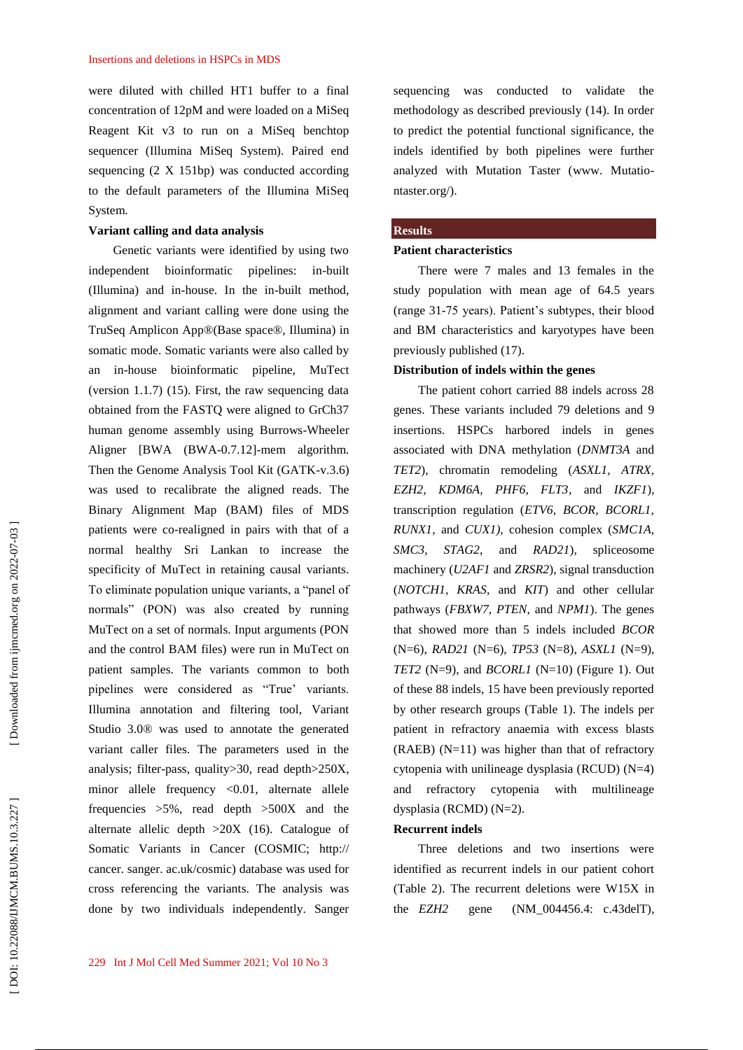were diluted with chilled HT1 buffer to a final concentration of 12pM and were loaded on a MiSeq Reagent Kit v3 to run on a MiSeq benchtop sequencer (Illumina MiSeq System). Paired end sequencing (2 X 151bp) was conducted according to the default parameters of the Illumina MiSeq System.

**Variant calling and data analysis**

Genetic variants were identified by using two independent bioinformatic pipelines: in-built (Illumina) and in-house. In the in-built method, alignment and variant calling were done using the TruSeq Amplicon App®(Base space®, Illumina) in somatic mode. Somatic variants were also called by an in-house bioinformatic pipeline, MuTect (version 1.1.7) (15). First, the raw sequencing data obtained from the FASTQ were aligned to GrCh37 human genome assembly using Burrows-Wheeler Aligner [BWA (BWA-0.7.12]-mem algorithm. Then the Genome Analysis Tool Kit (GATK-v.3.6) was used to recalibrate the aligned reads. The Binary Alignment Map (BAM) files of MDS patients were co-realigned in pairs with that of a normal healthy Sri Lankan to increase the specificity of MuTect in retaining causal variants. To eliminate population unique variants, a "panel of normals" (PON) was also created by running MuTect on a set of normals. Input arguments (PON and the control BAM files) were run in MuTect on patient samples. The variants common to both pipelines were considered as "True' variants. Illumina annotation and filtering tool, Variant Studio 3.0® was used to annotate the generated variant caller files. The parameters used in the analysis; filter-pass, quality>30, read depth>250X, minor allele frequency <0.01, alternate allele frequencies >5%, read depth >500X and the alternate allelic depth >20X (16). Catalogue of Somatic Variants in Cancer (COSMIC; http:// cancer. sanger. ac.uk/cosmic) database was used for cross referencing the variants. The analysis was done by two individuals independently. Sanger sequencing was conducted to validate the methodology as described previously (14). In order to predict the potential functional significance, the indels identified by both pipelines were further analyzed with Mutation Taster (www. Mutatio-ntaster.org/).

## Results

**Patient characteristics**

There were 7 males and 13 females in the study population with mean age of 64.5 years (range 31-75 years). Patient's subtypes, their blood and BM characteristics and karyotypes have been previously published (17).

**Distribution of indels within the genes**

The patient cohort carried 88 indels across 28 genes. These variants included 79 deletions and 9 insertions. HSPCs harbored indels in genes associated with DNA methylation (*DNMT3A* and *TET2*), chromatin remodeling (*ASXL1, ATRX, EZH2, KDM6A, PHF6, FLT3*, and *IKZF1*), transcription regulation (*ETV6, BCOR, BCORL1, RUNX1*, and *CUX1),* cohesion complex (*SMC1A, SMC3, STAG2*, and *RAD21*), spliceosome machinery (*U2AF1* and *ZRSR2*), signal transduction (*NOTCH1, KRAS*, and *KIT*) and other cellular pathways (*FBXW7, PTEN*, and *NPM1*). The genes that showed more than 5 indels included *BCOR* (N=6), *RAD21* (N=6), *TP53* (N=8), *ASXL1* (N=9), *TET2* (N=9), and *BCORL1* (N=10) (Figure 1). Out of these 88 indels, 15 have been previously reported by other research groups (Table 1). The indels per patient in refractory anaemia with excess blasts (RAEB) (N=11) was higher than that of refractory cytopenia with unilineage dysplasia (RCUD) (N=4) and refractory cytopenia with multilineage dysplasia (RCMD) (N=2).

**Recurrent indels**

Three deletions and two insertions were identified as recurrent indels in our patient cohort (Table 2). The recurrent deletions were W15X in the *EZH2* gene (NM_004456.4: c.43delT),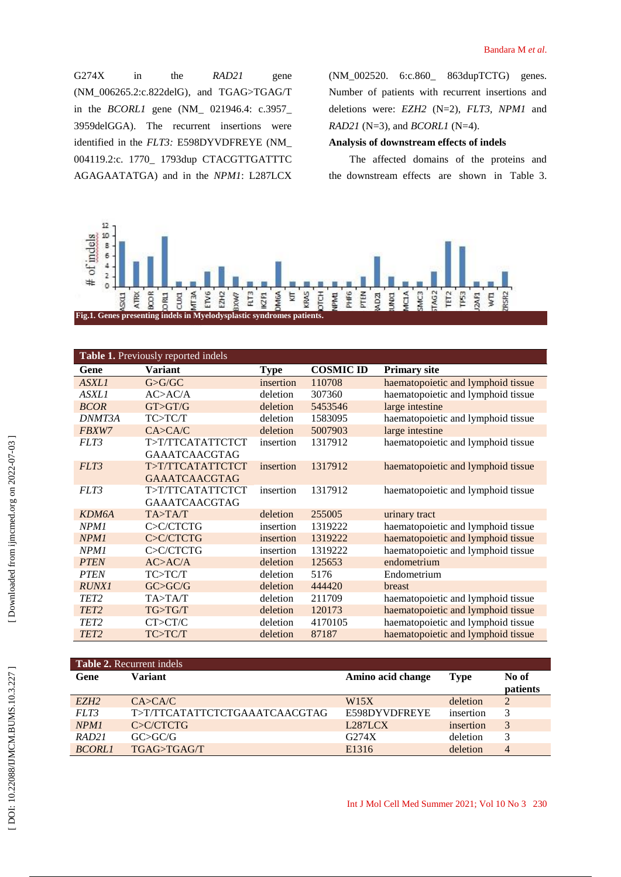G274X in the *RAD21* gene (NM_006265.2:c.822delG), and TGAG>TGAG/T in the *BCORL1* gene (NM_ 021946.4: c.3957_ 3959delGGA). The recurrent insertions were identified in the *FLT3:* E598DYVDFREYE (NM_ 004119.2:c. 1770_ 1793dup CTACGTTGATTTC AGAGAATATGA) and in the *NPM1*: L287LCX (NM_002520. 6:c.860_ 863dupTCTG) genes. Number of patients with recurrent insertions and deletions were: *EZH2* (N=2), *FLT3*, *NPM1* and *RAD21* (N=3), and *BCORL1* (N=4).

**Analysis of downstream effects of indels**

The affected domains of the proteins and the downstream effects are shown in Table 3.

**Fig.1. Genes presenting indels in Myelodysplastic syndromes patients.**

| **Table 1.** Previously reported indels | | | | |
|---|---|---|---|---|
| **Gene** | **Variant** | **Type** | **COSMIC ID** | **Primary site** |
| *ASXL1* | G>G/GC | insertion | 110708 | haematopoietic and lymphoid tissue |
| *ASXL1* | AC>AC/A | deletion | 307360 | haematopoietic and lymphoid tissue |
| *BCOR* | GT>GT/G | deletion | 5453546 | large intestine |
| *DNMT3A* | TC>TC/T | deletion | 1583095 | haematopoietic and lymphoid tissue |
| *FBXW7* | CA>CA/C | deletion | 5007903 | large intestine |
| *FLT3* | T>T/TTCATATTCTCT GAAATCAACGTAG | insertion | 1317912 | haematopoietic and lymphoid tissue |
| *FLT3* | T>T/TTCATATTCTCT GAAATCAACGTAG | insertion | 1317912 | haematopoietic and lymphoid tissue |
| *FLT3* | T>T/TTCATATTCTCT GAAATCAACGTAG | insertion | 1317912 | haematopoietic and lymphoid tissue |
| *KDM6A* | TA>TA/T | deletion | 255005 | urinary tract |
| *NPM1* | C>C/CTCTG | insertion | 1319222 | haematopoietic and lymphoid tissue |
| *NPM1* | C>C/CTCTG | insertion | 1319222 | haematopoietic and lymphoid tissue |
| *NPM1* | C>C/CTCTG | insertion | 1319222 | haematopoietic and lymphoid tissue |
| *PTEN* | AC>AC/A | deletion | 125653 | endometrium |
| *PTEN* | TC>TC/T | deletion | 5176 | Endometrium |
| *RUNX1* | GC>GC/G | deletion | 444420 | breast |
| *TET2* | TA>TA/T | deletion | 211709 | haematopoietic and lymphoid tissue |
| *TET2* | TG>TG/T | deletion | 120173 | haematopoietic and lymphoid tissue |
| *TET2* | CT>CT/C | deletion | 4170105 | haematopoietic and lymphoid tissue |
| *TET2* | TC>TC/T | deletion | 87187 | haematopoietic and lymphoid tissue |

| **Table 2.** Recurrent indels | | | | |
|---|---|---|---|---|
| **Gene** | **Variant** | **Amino acid change** | **Type** | **No of patients** |
| *EZH2* | CA>CA/C | W15X | deletion | 2 |
| *FLT3* | T>T/TTCATATTCTCTGAAATCAACGTAG | E598DYVDFREYE | insertion | 3 |
| *NPM1* | C>C/CTCTG | L287LCX | insertion | 3 |
| *RAD21* | GC>GC/G | G274X | deletion | 3 |
| *BCORL1* | TGAG>TGAG/T | E1316 | deletion | 4 |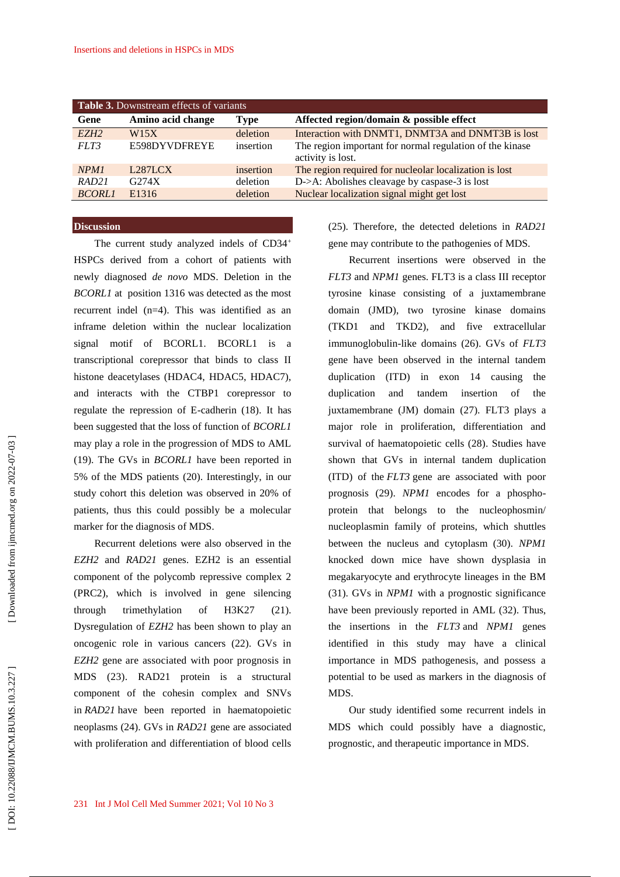**Table 3.** Downstream effects of variants

| Gene | Amino acid change | Type | Affected region/domain & possible effect |
|---|---|---|---|
| *EZH2* | W15X | deletion | Interaction with DNMT1, DNMT3A and DNMT3B is lost |
| *FLT3* | E598DYVDFREYE | insertion | The region important for normal regulation of the kinase activity is lost. |
| *NPM1* | L287LCX | insertion | The region required for nucleolar localization is lost |
| *RAD21* | G274X | deletion | D->A: Abolishes cleavage by caspase-3 is lost |
| *BCORL1* | E1316 | deletion | Nuclear localization signal might get lost |

## Discussion

The current study analyzed indels of CD34$^{+}$ HSPCs derived from a cohort of patients with newly diagnosed *de novo* MDS. Deletion in the *BCORL1* at position 1316 was detected as the most recurrent indel (n=4). This was identified as an inframe deletion within the nuclear localization signal motif of BCORL1. BCORL1 is a transcriptional corepressor that binds to class II histone deacetylases (HDAC4, HDAC5, HDAC7), and interacts with the CTBP1 corepressor to regulate the repression of E-cadherin (18). It has been suggested that the loss of function of *BCORL1* may play a role in the progression of MDS to AML (19). The GVs in *BCORL1* have been reported in 5% of the MDS patients (20). Interestingly, in our study cohort this deletion was observed in 20% of patients, thus this could possibly be a molecular marker for the diagnosis of MDS.

Recurrent deletions were also observed in the *EZH2* and *RAD21* genes. EZH2 is an essential component of the polycomb repressive complex 2 (PRC2), which is involved in gene silencing through trimethylation of H3K27 (21). Dysregulation of *EZH2* has been shown to play an oncogenic role in various cancers (22). GVs in *EZH2* gene are associated with poor prognosis in MDS (23). RAD21 protein is a structural component of the cohesin complex and SNVs in *RAD21* have been reported in haematopoietic neoplasms (24). GVs in *RAD21* gene are associated with proliferation and differentiation of blood cells (25). Therefore, the detected deletions in *RAD21* gene may contribute to the pathogenies of MDS.

Recurrent insertions were observed in the *FLT3* and *NPM1* genes. FLT3 is a class III receptor tyrosine kinase consisting of a juxtamembrane domain (JMD), two tyrosine kinase domains (TKD1 and TKD2), and five extracellular immunoglobulin-like domains (26). GVs of *FLT3* gene have been observed in the internal tandem duplication (ITD) in exon 14 causing the duplication and tandem insertion of the juxtamembrane (JM) domain (27). FLT3 plays a major role in proliferation, differentiation and survival of haematopoietic cells (28). Studies have shown that GVs in internal tandem duplication (ITD) of the *FLT3* gene are associated with poor prognosis (29). *NPM1* encodes for a phospho-protein that belongs to the nucleophosmin/ nucleoplasmin family of proteins, which shuttles between the nucleus and cytoplasm (30). *NPM1* knocked down mice have shown dysplasia in megakaryocyte and erythrocyte lineages in the BM (31). GVs in *NPM1* with a prognostic significance have been previously reported in AML (32). Thus, the insertions in the *FLT3* and *NPM1* genes identified in this study may have a clinical importance in MDS pathogenesis, and possess a potential to be used as markers in the diagnosis of MDS.

Our study identified some recurrent indels in MDS which could possibly have a diagnostic, prognostic, and therapeutic importance in MDS.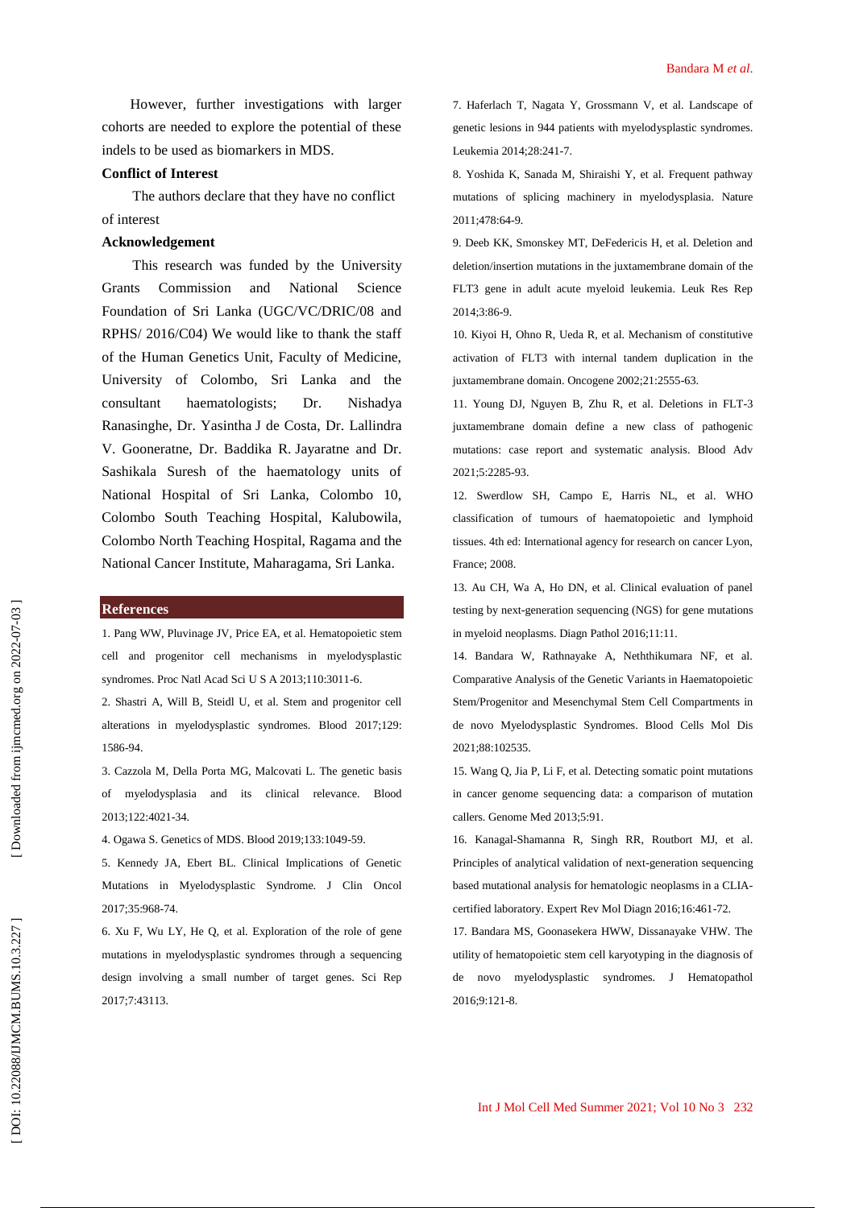However, further investigations with larger cohorts are needed to explore the potential of these indels to be used as biomarkers in MDS.

**Conflict of Interest**

The authors declare that they have no conflict of interest

**Acknowledgement**

This research was funded by the University Grants Commission and National Science Foundation of Sri Lanka (UGC/VC/DRIC/08 and RPHS/ 2016/C04) We would like to thank the staff of the Human Genetics Unit, Faculty of Medicine, University of Colombo, Sri Lanka and the consultant haematologists; Dr. Nishadya Ranasinghe, Dr. Yasintha J de Costa, Dr. Lallindra V. Gooneratne, Dr. Baddika R. Jayaratne and Dr. Sashikala Suresh of the haematology units of National Hospital of Sri Lanka, Colombo 10, Colombo South Teaching Hospital, Kalubowila, Colombo North Teaching Hospital, Ragama and the National Cancer Institute, Maharagama, Sri Lanka.

## References

1. Pang WW, Pluvinage JV, Price EA, et al. Hematopoietic stem cell and progenitor cell mechanisms in myelodysplastic syndromes. Proc Natl Acad Sci U S A 2013;110:3011-6.

2. Shastri A, Will B, Steidl U, et al. Stem and progenitor cell alterations in myelodysplastic syndromes. Blood 2017;129: 1586-94.

3. Cazzola M, Della Porta MG, Malcovati L. The genetic basis of myelodysplasia and its clinical relevance. Blood 2013;122:4021-34.

4. Ogawa S. Genetics of MDS. Blood 2019;133:1049-59.

5. Kennedy JA, Ebert BL. Clinical Implications of Genetic Mutations in Myelodysplastic Syndrome. J Clin Oncol 2017;35:968-74.

6. Xu F, Wu LY, He Q, et al. Exploration of the role of gene mutations in myelodysplastic syndromes through a sequencing design involving a small number of target genes. Sci Rep 2017;7:43113.

7. Haferlach T, Nagata Y, Grossmann V, et al. Landscape of genetic lesions in 944 patients with myelodysplastic syndromes. Leukemia 2014;28:241-7.

8. Yoshida K, Sanada M, Shiraishi Y, et al. Frequent pathway mutations of splicing machinery in myelodysplasia. Nature 2011;478:64-9.

9. Deeb KK, Smonskey MT, DeFedericis H, et al. Deletion and deletion/insertion mutations in the juxtamembrane domain of the FLT3 gene in adult acute myeloid leukemia. Leuk Res Rep 2014;3:86-9.

10. Kiyoi H, Ohno R, Ueda R, et al. Mechanism of constitutive activation of FLT3 with internal tandem duplication in the juxtamembrane domain. Oncogene 2002;21:2555-63.

11. Young DJ, Nguyen B, Zhu R, et al. Deletions in FLT-3 juxtamembrane domain define a new class of pathogenic mutations: case report and systematic analysis. Blood Adv 2021;5:2285-93.

12. Swerdlow SH, Campo E, Harris NL, et al. WHO classification of tumours of haematopoietic and lymphoid tissues. 4th ed: International agency for research on cancer Lyon, France; 2008.

13. Au CH, Wa A, Ho DN, et al. Clinical evaluation of panel testing by next-generation sequencing (NGS) for gene mutations in myeloid neoplasms. Diagn Pathol 2016;11:11.

14. Bandara W, Rathnayake A, Neththikumara NF, et al. Comparative Analysis of the Genetic Variants in Haematopoietic Stem/Progenitor and Mesenchymal Stem Cell Compartments in de novo Myelodysplastic Syndromes. Blood Cells Mol Dis 2021;88:102535.

15. Wang Q, Jia P, Li F, et al. Detecting somatic point mutations in cancer genome sequencing data: a comparison of mutation callers. Genome Med 2013;5:91.

16. Kanagal-Shamanna R, Singh RR, Routbort MJ, et al. Principles of analytical validation of next-generation sequencing based mutational analysis for hematologic neoplasms in a CLIA-certified laboratory. Expert Rev Mol Diagn 2016;16:461-72.

17. Bandara MS, Goonasekera HWW, Dissanayake VHW. The utility of hematopoietic stem cell karyotyping in the diagnosis of de novo myelodysplastic syndromes. J Hematopathol 2016;9:121-8.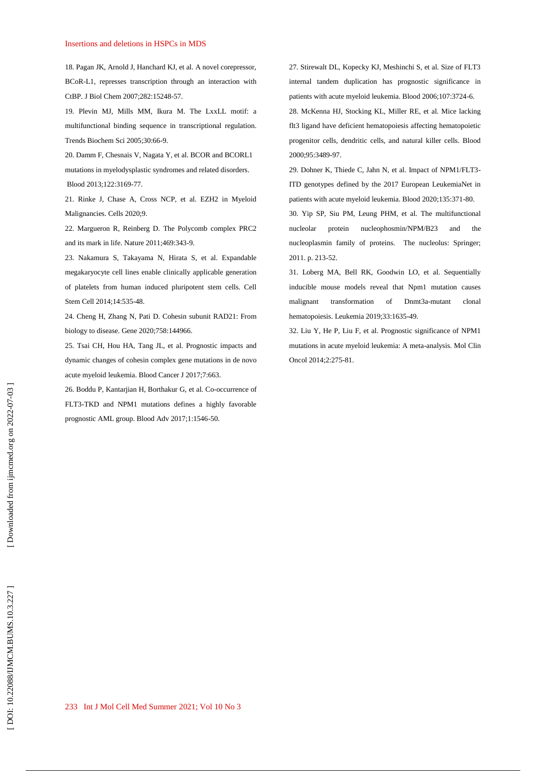18. Pagan JK, Arnold J, Hanchard KJ, et al. A novel corepressor, BCoR-L1, represses transcription through an interaction with CtBP. J Biol Chem 2007;282:15248-57.

19. Plevin MJ, Mills MM, Ikura M. The LxxLL motif: a multifunctional binding sequence in transcriptional regulation. Trends Biochem Sci 2005;30:66-9.

20. Damm F, Chesnais V, Nagata Y, et al. BCOR and BCORL1 mutations in myelodysplastic syndromes and related disorders. Blood 2013;122:3169-77.

21. Rinke J, Chase A, Cross NCP, et al. EZH2 in Myeloid Malignancies. Cells 2020;9.

22. Margueron R, Reinberg D. The Polycomb complex PRC2 and its mark in life. Nature 2011;469:343-9.

23. Nakamura S, Takayama N, Hirata S, et al. Expandable megakaryocyte cell lines enable clinically applicable generation of platelets from human induced pluripotent stem cells. Cell Stem Cell 2014;14:535-48.

24. Cheng H, Zhang N, Pati D. Cohesin subunit RAD21: From biology to disease. Gene 2020;758:144966.

25. Tsai CH, Hou HA, Tang JL, et al. Prognostic impacts and dynamic changes of cohesin complex gene mutations in de novo acute myeloid leukemia. Blood Cancer J 2017;7:663.

26. Boddu P, Kantarjian H, Borthakur G, et al. Co-occurrence of FLT3-TKD and NPM1 mutations defines a highly favorable prognostic AML group. Blood Adv 2017;1:1546-50.

27. Stirewalt DL, Kopecky KJ, Meshinchi S, et al. Size of FLT3 internal tandem duplication has prognostic significance in patients with acute myeloid leukemia. Blood 2006;107:3724-6.

28. McKenna HJ, Stocking KL, Miller RE, et al. Mice lacking flt3 ligand have deficient hematopoiesis affecting hematopoietic progenitor cells, dendritic cells, and natural killer cells. Blood 2000;95:3489-97.

29. Dohner K, Thiede C, Jahn N, et al. Impact of NPM1/FLT3-ITD genotypes defined by the 2017 European LeukemiaNet in patients with acute myeloid leukemia. Blood 2020;135:371-80.

30. Yip SP, Siu PM, Leung PHM, et al. The multifunctional nucleolar protein nucleophosmin/NPM/B23 and the nucleoplasmin family of proteins. The nucleolus: Springer; 2011. p. 213-52.

31. Loberg MA, Bell RK, Goodwin LO, et al. Sequentially inducible mouse models reveal that Npm1 mutation causes malignant transformation of Dnmt3a-mutant clonal hematopoiesis. Leukemia 2019;33:1635-49.

32. Liu Y, He P, Liu F, et al. Prognostic significance of NPM1 mutations in acute myeloid leukemia: A meta-analysis. Mol Clin Oncol 2014;2:275-81.